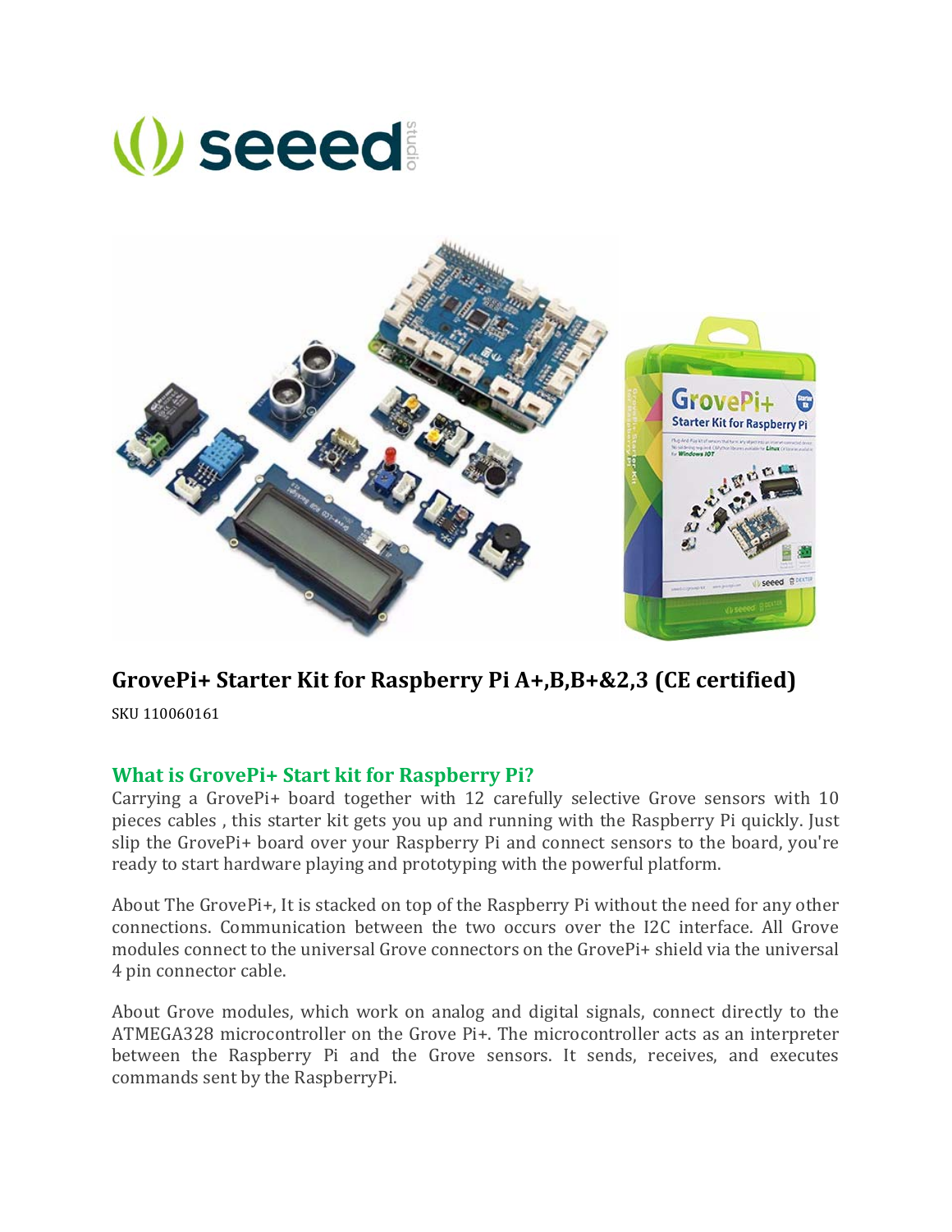# GrovePi+ Starter Kit for Raspberry Pi A+,B,B+&2,3 (CE certified)

SKU 110060161

## What is GrovePi+ Start kit for Raspberry Pi?

Carrying a GrovePi+ board together with 12 carefully selective Grove sensors with 10 pieces cables , this starter kit gets you up and running with the Raspberry Pi quickly. Just slip the GrovePi+ board over your Raspberry Pi and connect sensors to the board, you're ready to start hardware playing and prototyping with the powerful platform.

About The GrovePi+, It is stacked on top of the Raspberry Pi without the need for any other connections. Communication between the two occurs over the I2C interface. All Grove modules connect to the universal Grove connectors on the GrovePi+ shield via the universal 4 pin connector cable.

About Grove modules, which work on analog and digital signals, connect directly to the ATMEGA328 microcontroller on the Grove Pi+. The microcontroller acts as an interpreter between the Raspberry Pi and the Grove sensors. It sends, receives, and executes commands sent by the RaspberryPi.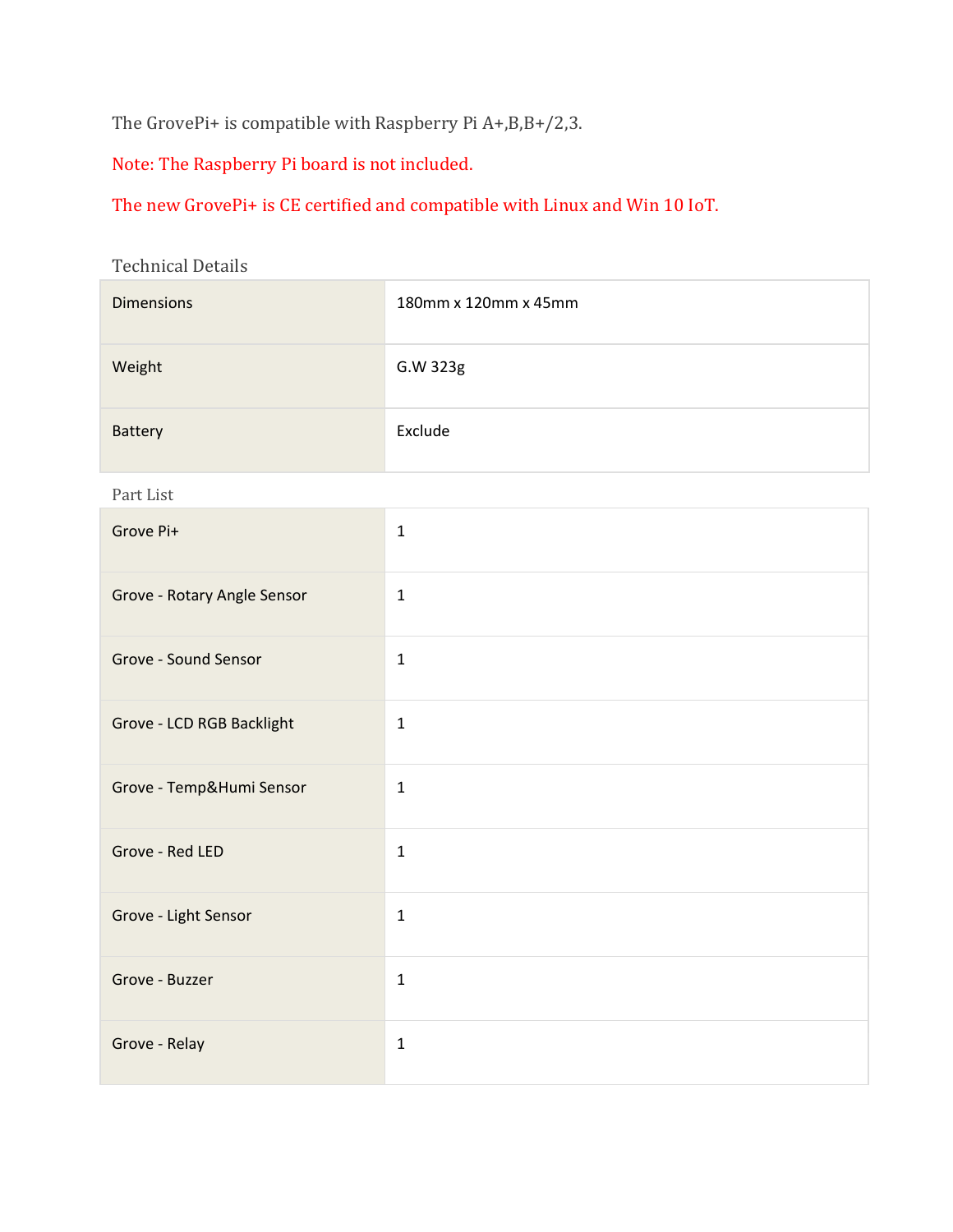The GrovePi+ is compatible with Raspberry Pi A+,B,B+/2,3.

Note: The Raspberry Pi board is not included.

The new GrovePi+ is CE certified and compatible with Linux and Win 10 IoT.

Technical Details

| | |
|---|---|
| Dimensions | 180mm x 120mm x 45mm |
| Weight | G.W 323g |
| Battery | Exclude |

Part List

| | |
|---|---|
| Grove Pi+ | 1 |
| Grove - Rotary Angle Sensor | 1 |
| Grove - Sound Sensor | 1 |
| Grove - LCD RGB Backlight | 1 |
| Grove - Temp&Humi Sensor | 1 |
| Grove - Red LED | 1 |
| Grove - Light Sensor | 1 |
| Grove - Buzzer | 1 |
| Grove - Relay | 1 |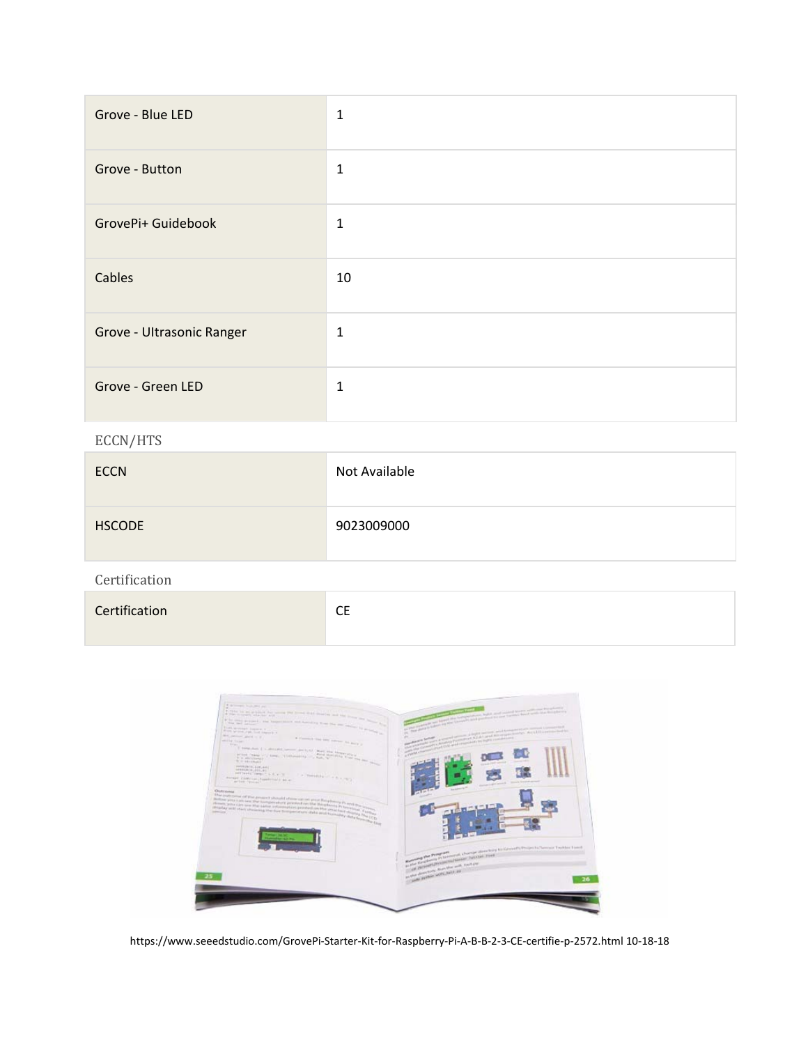| | |
|---|---|
| Grove - Blue LED | 1 |
| Grove - Button | 1 |
| GrovePi+ Guidebook | 1 |
| Cables | 10 |
| Grove - Ultrasonic Ranger | 1 |
| Grove - Green LED | 1 |

ECCN/HTS

| | |
|---|---|
| ECCN | Not Available |
| HSCODE | 9023009000 |

Certification

| | |
|---|---|
| Certification | CE |

https://www.seeedstudio.com/GrovePi-Starter-Kit-for-Raspberry-Pi-A-B-B-2-3-CE-certifie-p-2572.html 10-18-18